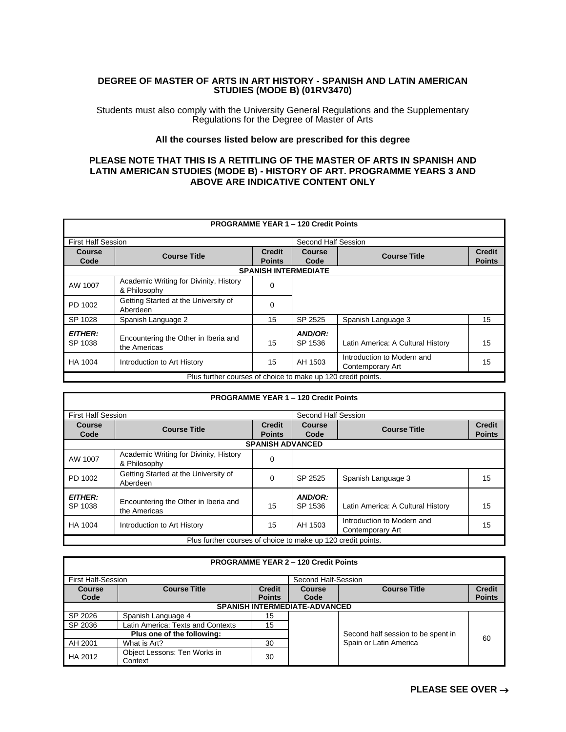# DEGREE OF MASTER OF ARTS IN ART HISTORY - SPANISH AND LATIN AMERICAN STUDIES (MODE B) (01RV3470)

Students must also comply with the University General Regulations and the Supplementary Regulations for the Degree of Master of Arts

**All the courses listed below are prescribed for this degree**

**PLEASE NOTE THAT THIS IS A RETITLING OF THE MASTER OF ARTS IN SPANISH AND LATIN AMERICAN STUDIES (MODE B) - HISTORY OF ART. PROGRAMME YEARS 3 AND ABOVE ARE INDICATIVE CONTENT ONLY**

| **PROGRAMME YEAR 1 – 120 Credit Points** | | | | | |
|---|---|---|---|---|---|
| First Half Session | | | Second Half Session | | |
| **Course Code** | **Course Title** | **Credit Points** | **Course Code** | **Course Title** | **Credit Points** |
| **SPANISH INTERMEDIATE** | | | | | |
| AW 1007 | Academic Writing for Divinity, History & Philosophy | 0 | | | |
| PD 1002 | Getting Started at the University of Aberdeen | 0 | | | |
| SP 1028 | Spanish Language 2 | 15 | SP 2525 | Spanish Language 3 | 15 |
| ***EITHER:*** SP 1038 | Encountering the Other in Iberia and the Americas | 15 | ***AND/OR:*** SP 1536 | Latin America: A Cultural History | 15 |
| HA 1004 | Introduction to Art History | 15 | AH 1503 | Introduction to Modern and Contemporary Art | 15 |
| Plus further courses of choice to make up 120 credit points. | | | | | |

| **PROGRAMME YEAR 1 – 120 Credit Points** | | | | | |
|---|---|---|---|---|---|
| First Half Session | | | Second Half Session | | |
| **Course Code** | **Course Title** | **Credit Points** | **Course Code** | **Course Title** | **Credit Points** |
| **SPANISH ADVANCED** | | | | | |
| AW 1007 | Academic Writing for Divinity, History & Philosophy | 0 | | | |
| PD 1002 | Getting Started at the University of Aberdeen | 0 | SP 2525 | Spanish Language 3 | 15 |
| ***EITHER:*** SP 1038 | Encountering the Other in Iberia and the Americas | 15 | ***AND/OR:*** SP 1536 | Latin America: A Cultural History | 15 |
| HA 1004 | Introduction to Art History | 15 | AH 1503 | Introduction to Modern and Contemporary Art | 15 |
| Plus further courses of choice to make up 120 credit points. | | | | | |

| **PROGRAMME YEAR 2 – 120 Credit Points** | | | | | |
|---|---|---|---|---|---|
| First Half-Session | | | Second Half-Session | | |
| **Course Code** | **Course Title** | **Credit Points** | **Course Code** | **Course Title** | **Credit Points** |
| **SPANISH INTERMEDIATE-ADVANCED** | | | | | |
| SP 2026 | Spanish Language 4 | 15 | | Second half session to be spent in Spain or Latin America | 60 |
| SP 2036 | Latin America: Texts and Contexts | 15 | | | |
| **Plus one of the following:** | | | | | |
| AH 2001 | What is Art? | 30 | | | |
| HA 2012 | Object Lessons: Ten Works in Context | 30 | | | |

**PLEASE SEE OVER →**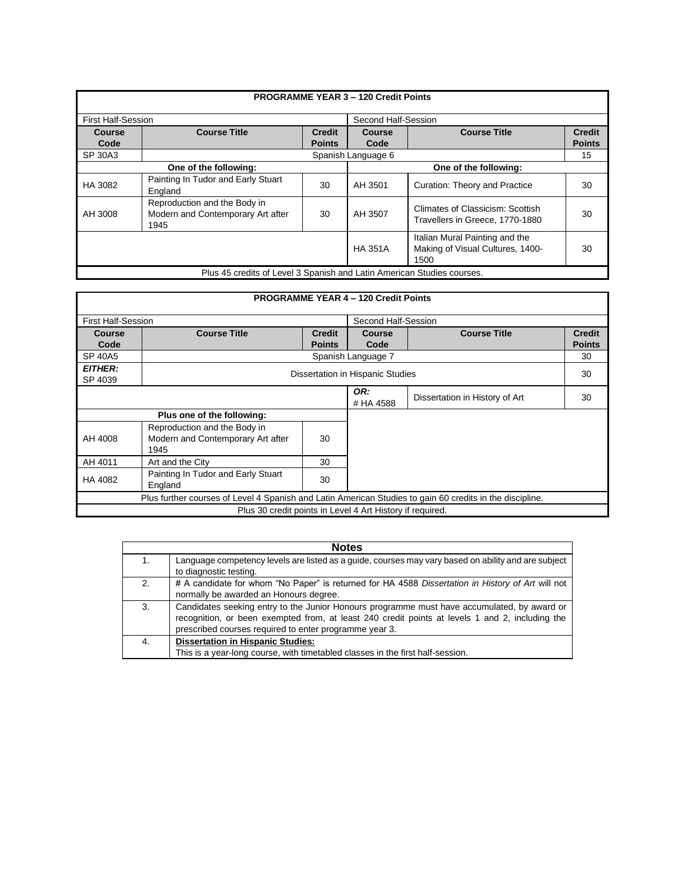| PROGRAMME YEAR 3 – 120 Credit Points | | | | | |
|---|---|---|---|---|---|
| First Half-Session | | | Second Half-Session | | |
| **Course Code** | **Course Title** | **Credit Points** | **Course Code** | **Course Title** | **Credit Points** |
| SP 30A3 | Spanish Language 6 | | | | 15 |
| **One of the following:** | | | **One of the following:** | | |
| HA 3082 | Painting In Tudor and Early Stuart England | 30 | AH 3501 | Curation: Theory and Practice | 30 |
| AH 3008 | Reproduction and the Body in Modern and Contemporary Art after 1945 | 30 | AH 3507 | Climates of Classicism: Scottish Travellers in Greece, 1770-1880 | 30 |
| | | | HA 351A | Italian Mural Painting and the Making of Visual Cultures, 1400-1500 | 30 |
| Plus 45 credits of Level 3 Spanish and Latin American Studies courses. | | | | | |

| PROGRAMME YEAR 4 – 120 Credit Points | | | | | |
|---|---|---|---|---|---|
| First Half-Session | | | Second Half-Session | | |
| **Course Code** | **Course Title** | **Credit Points** | **Course Code** | **Course Title** | **Credit Points** |
| SP 40A5 | Spanish Language 7 | | | | 30 |
| ***EITHER:*** SP 4039 | Dissertation in Hispanic Studies | | | | 30 |
| | | | ***OR:*** # HA 4588 | Dissertation in History of Art | 30 |
| **Plus one of the following:** | | | | | |
| AH 4008 | Reproduction and the Body in Modern and Contemporary Art after 1945 | 30 | | | |
| AH 4011 | Art and the City | 30 | | | |
| HA 4082 | Painting In Tudor and Early Stuart England | 30 | | | |
| Plus further courses of Level 4 Spanish and Latin American Studies to gain 60 credits in the discipline. | | | | | |
| Plus 30 credit points in Level 4 Art History if required. | | | | | |

| **Notes** | |
|---|---|
| 1. | Language competency levels are listed as a guide, courses may vary based on ability and are subject to diagnostic testing. |
| 2. | # A candidate for whom "No Paper" is returned for HA 4588 *Dissertation in History of Art* will not normally be awarded an Honours degree. |
| 3. | Candidates seeking entry to the Junior Honours programme must have accumulated, by award or recognition, or been exempted from, at least 240 credit points at levels 1 and 2, including the prescribed courses required to enter programme year 3. |
| 4. | **Dissertation in Hispanic Studies:** This is a year-long course, with timetabled classes in the first half-session. |